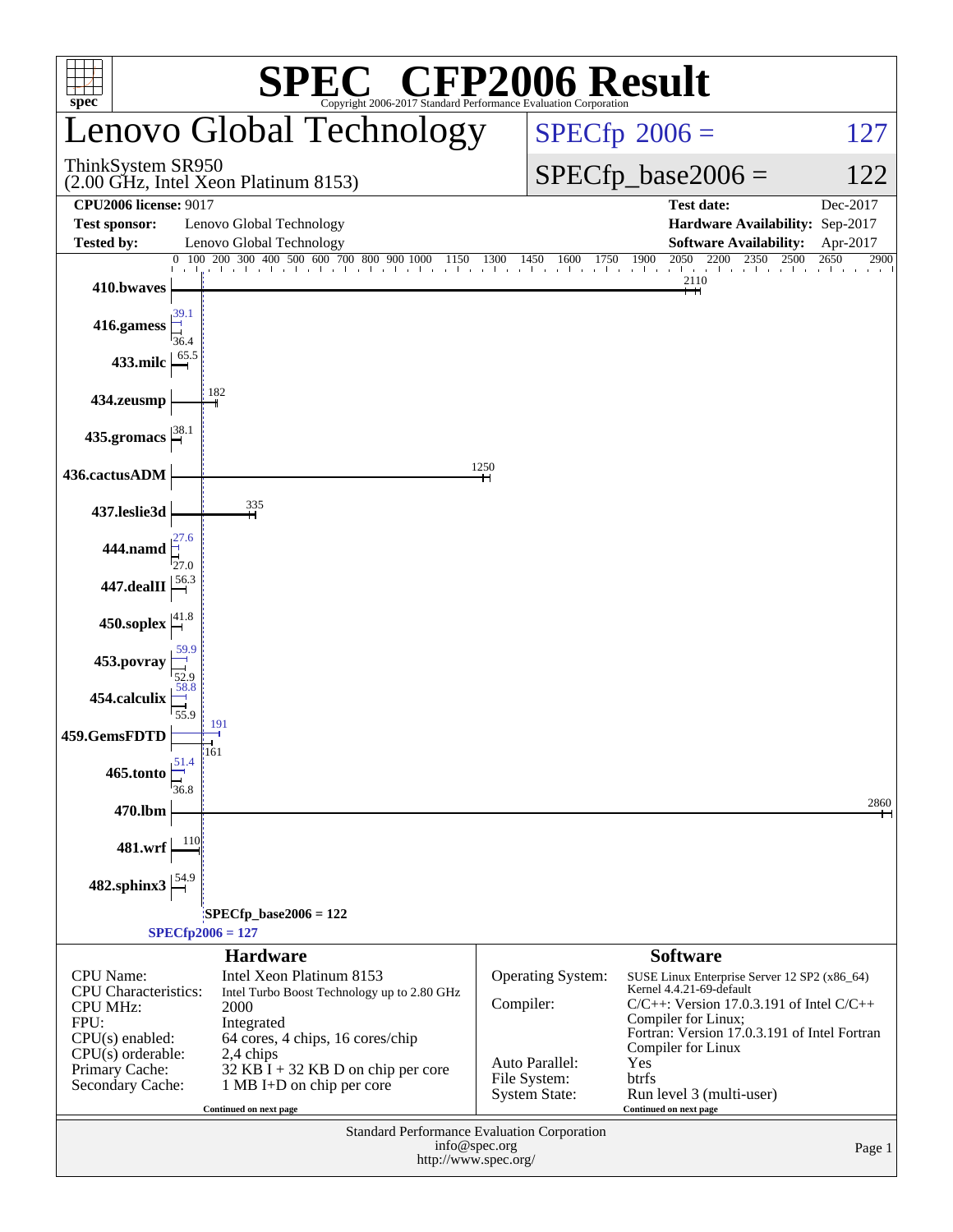# SPEC® CFP2006 Result

Copyright 2006-2017 Standard Performance Evaluation Corporation

## Lenovo Global Technology

ThinkSystem SR950
(2.00 GHz, Intel Xeon Platinum 8153)

SPECfp 2006 = 127

SPECfp_base2006 = 122

| | | | |
|---|---|---|---|
| **CPU2006 license:** 9017 | | **Test date:** | Dec-2017 |
| **Test sponsor:** | Lenovo Global Technology | **Hardware Availability:** | Sep-2017 |
| **Tested by:** | Lenovo Global Technology | **Software Availability:** | Apr-2017 |

| Benchmark | Peak | Base |
|---|---|---|
| 410.bwaves | | 2110 |
| 416.gamess | 39.1 | 36.4 |
| 433.milc | | 65.5 |
| 434.zeusmp | | 182 |
| 435.gromacs | | 38.1 |
| 436.cactusADM | | 1250 |
| 437.leslie3d | | 335 |
| 444.namd | 27.6 | 27.0 |
| 447.dealII | | 56.3 |
| 450.soplex | | 41.8 |
| 453.povray | 59.9 | 52.9 |
| 454.calculix | 58.8 | 55.9 |
| 459.GemsFDTD | 191 | 161 |
| 465.tonto | 51.4 | 36.8 |
| 470.lbm | | 2860 |
| 481.wrf | | 110 |
| 482.sphinx3 | | 54.9 |

SPECfp_base2006 = 122

SPECfp2006 = 127

### Hardware

| | |
|---|---|
| CPU Name: | Intel Xeon Platinum 8153 |
| CPU Characteristics: | Intel Turbo Boost Technology up to 2.80 GHz |
| CPU MHz: | 2000 |
| FPU: | Integrated |
| CPU(s) enabled: | 64 cores, 4 chips, 16 cores/chip |
| CPU(s) orderable: | 2,4 chips |
| Primary Cache: | 32 KB I + 32 KB D on chip per core |
| Secondary Cache: | 1 MB I+D on chip per core |

Continued on next page

### Software

| | |
|---|---|
| Operating System: | SUSE Linux Enterprise Server 12 SP2 (x86_64) Kernel 4.4.21-69-default |
| Compiler: | C/C++: Version 17.0.3.191 of Intel C/C++ Compiler for Linux; Fortran: Version 17.0.3.191 of Intel Fortran Compiler for Linux |
| Auto Parallel: | Yes |
| File System: | btrfs |
| System State: | Run level 3 (multi-user) |

Continued on next page

Standard Performance Evaluation Corporation
info@spec.org
http://www.spec.org/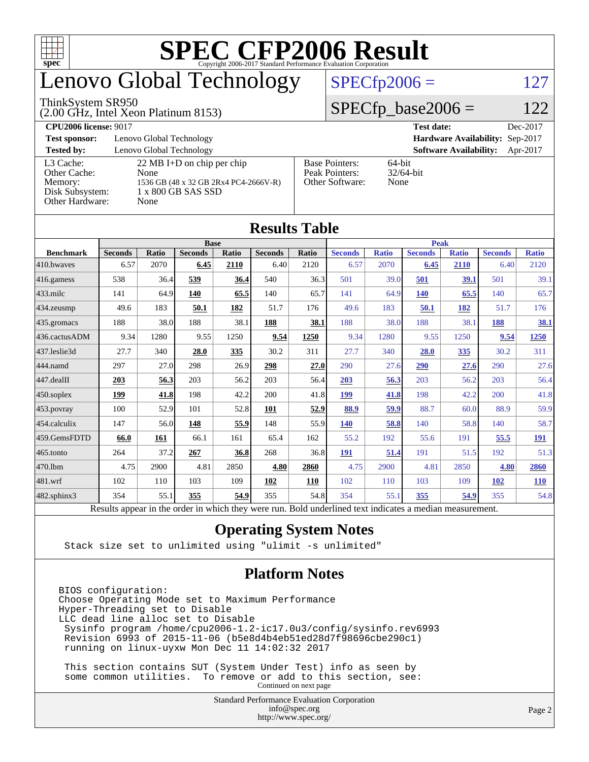# SPEC CFP2006 Result

Copyright 2006-2017 Standard Performance Evaluation Corporation

## Lenovo Global Technology

ThinkSystem SR950
(2.00 GHz, Intel Xeon Platinum 8153)

SPECfp2006 = 127

SPECfp_base2006 = 122

| | | | |
|---|---|---|---|
| **CPU2006 license:** 9017 | | **Test date:** | Dec-2017 |
| **Test sponsor:** | Lenovo Global Technology | **Hardware Availability:** | Sep-2017 |
| **Tested by:** | Lenovo Global Technology | **Software Availability:** | Apr-2017 |

| | | | |
|---|---|---|---|
| L3 Cache: | 22 MB I+D on chip per chip | Base Pointers: | 64-bit |
| Other Cache: | None | Peak Pointers: | 32/64-bit |
| Memory: | 1536 GB (48 x 32 GB 2Rx4 PC4-2666V-R) | Other Software: | None |
| Disk Subsystem: | 1 x 800 GB SAS SSD | | |
| Other Hardware: | None | | |

## Results Table

| | Base | | | | | | Peak | | | | | |
|---|---|---|---|---|---|---|---|---|---|---|---|---|
| **Benchmark** | **Seconds** | **Ratio** | **Seconds** | **Ratio** | **Seconds** | **Ratio** | **Seconds** | **Ratio** | **Seconds** | **Ratio** | **Seconds** | **Ratio** |
| 410.bwaves | 6.57 | 2070 | **6.45** | **2110** | 6.40 | 2120 | 6.57 | 2070 | **6.45** | **2110** | 6.40 | 2120 |
| 416.gamess | 538 | 36.4 | **539** | **36.4** | 540 | 36.3 | 501 | 39.0 | **501** | **39.1** | 501 | 39.1 |
| 433.milc | 141 | 64.9 | **140** | **65.5** | 140 | 65.7 | 141 | 64.9 | **140** | **65.5** | 140 | 65.7 |
| 434.zeusmp | 49.6 | 183 | **50.1** | **182** | 51.7 | 176 | 49.6 | 183 | **50.1** | **182** | 51.7 | 176 |
| 435.gromacs | 188 | 38.0 | 188 | 38.1 | **188** | **38.1** | 188 | 38.0 | 188 | 38.1 | **188** | **38.1** |
| 436.cactusADM | 9.34 | 1280 | 9.55 | 1250 | **9.54** | **1250** | 9.34 | 1280 | 9.55 | 1250 | **9.54** | **1250** |
| 437.leslie3d | 27.7 | 340 | **28.0** | **335** | 30.2 | 311 | 27.7 | 340 | **28.0** | **335** | 30.2 | 311 |
| 444.namd | 297 | 27.0 | 298 | 26.9 | **298** | **27.0** | 290 | 27.6 | **290** | **27.6** | 290 | 27.6 |
| 447.dealII | **203** | **56.3** | 203 | 56.2 | 203 | 56.4 | **203** | **56.3** | 203 | 56.2 | 203 | 56.4 |
| 450.soplex | **199** | **41.8** | 198 | 42.2 | 200 | 41.8 | **199** | **41.8** | 198 | 42.2 | 200 | 41.8 |
| 453.povray | 100 | 52.9 | 101 | 52.8 | **101** | **52.9** | **88.9** | **59.9** | 88.7 | 60.0 | 88.9 | 59.9 |
| 454.calculix | 147 | 56.0 | **148** | **55.9** | 148 | 55.9 | **140** | **58.8** | 140 | 58.8 | 140 | 58.7 |
| 459.GemsFDTD | **66.0** | **161** | 66.1 | 161 | 65.4 | 162 | 55.2 | 192 | 55.6 | 191 | **55.5** | **191** |
| 465.tonto | 264 | 37.2 | **267** | **36.8** | 268 | 36.8 | **191** | **51.4** | 191 | 51.5 | 192 | 51.3 |
| 470.lbm | 4.75 | 2900 | 4.81 | 2850 | **4.80** | **2860** | 4.75 | 2900 | 4.81 | 2850 | **4.80** | **2860** |
| 481.wrf | 102 | 110 | 103 | 109 | **102** | **110** | 102 | 110 | 103 | 109 | **102** | **110** |
| 482.sphinx3 | 354 | 55.1 | **355** | **54.9** | 355 | 54.8 | 354 | 55.1 | **355** | **54.9** | 355 | 54.8 |

Results appear in the order in which they were run. Bold underlined text indicates a median measurement.

## Operating System Notes

```
Stack size set to unlimited using "ulimit -s unlimited"
```

## Platform Notes

```
BIOS configuration:
Choose Operating Mode set to Maximum Performance
Hyper-Threading set to Disable
LLC dead line alloc set to Disable
 Sysinfo program /home/cpu2006-1.2-ic17.0u3/config/sysinfo.rev6993
 Revision 6993 of 2015-11-06 (b5e8d4b4eb51ed28d7f98696cbe290c1)
 running on linux-uyxw Mon Dec 11 14:02:32 2017

 This section contains SUT (System Under Test) info as seen by
 some common utilities.  To remove or add to this section, see:
```

Continued on next page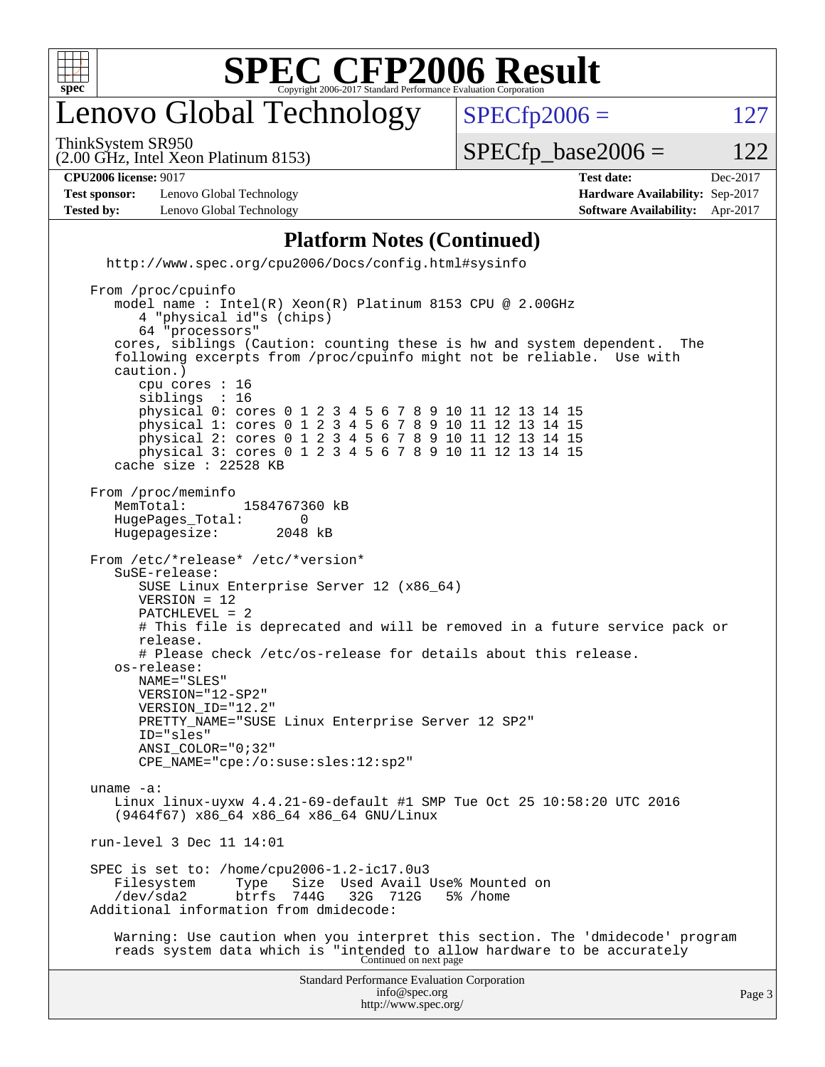## Platform Notes (Continued)

```
  http://www.spec.org/cpu2006/Docs/config.html#sysinfo

From /proc/cpuinfo
   model name : Intel(R) Xeon(R) Platinum 8153 CPU @ 2.00GHz
      4 "physical id"s (chips)
      64 "processors"
   cores, siblings (Caution: counting these is hw and system dependent.  The
   following excerpts from /proc/cpuinfo might not be reliable.  Use with
   caution.)
      cpu cores : 16
      siblings  : 16
      physical 0: cores 0 1 2 3 4 5 6 7 8 9 10 11 12 13 14 15
      physical 1: cores 0 1 2 3 4 5 6 7 8 9 10 11 12 13 14 15
      physical 2: cores 0 1 2 3 4 5 6 7 8 9 10 11 12 13 14 15
      physical 3: cores 0 1 2 3 4 5 6 7 8 9 10 11 12 13 14 15
   cache size : 22528 KB

From /proc/meminfo
   MemTotal:       1584767360 kB
   HugePages_Total:       0
   Hugepagesize:       2048 kB

From /etc/*release* /etc/*version*
   SuSE-release:
      SUSE Linux Enterprise Server 12 (x86_64)
      VERSION = 12
      PATCHLEVEL = 2
      # This file is deprecated and will be removed in a future service pack or
      release.
      # Please check /etc/os-release for details about this release.
   os-release:
      NAME="SLES"
      VERSION="12-SP2"
      VERSION_ID="12.2"
      PRETTY_NAME="SUSE Linux Enterprise Server 12 SP2"
      ID="sles"
      ANSI_COLOR="0;32"
      CPE_NAME="cpe:/o:suse:sles:12:sp2"

uname -a:
   Linux linux-uyxw 4.4.21-69-default #1 SMP Tue Oct 25 10:58:20 UTC 2016
   (9464f67) x86_64 x86_64 x86_64 GNU/Linux

run-level 3 Dec 11 14:01

SPEC is set to: /home/cpu2006-1.2-ic17.0u3
   Filesystem     Type   Size  Used Avail Use% Mounted on
   /dev/sda2      btrfs  744G   32G  712G   5% /home
Additional information from dmidecode:

   Warning: Use caution when you interpret this section. The 'dmidecode' program
   reads system data which is "intended to allow hardware to be accurately
```

Continued on next page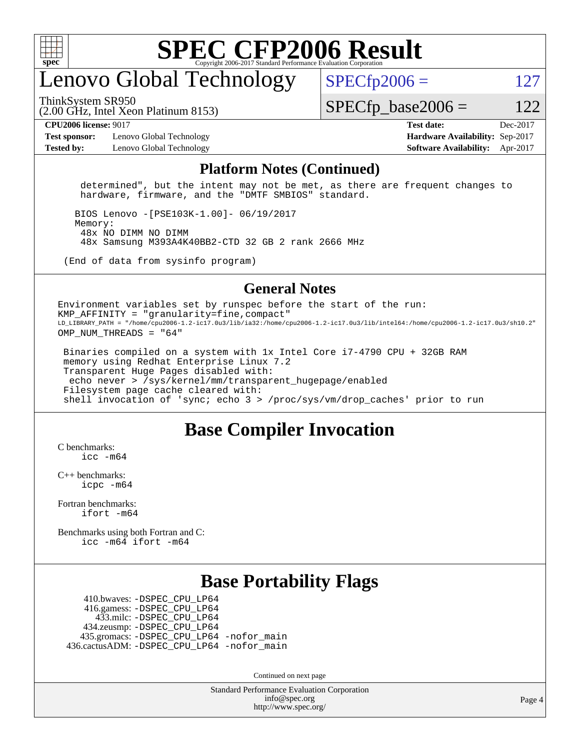# Lenovo Global Technology

ThinkSystem SR950
(2.00 GHz, Intel Xeon Platinum 8153)

SPECfp2006 = 127

SPECfp_base2006 = 122

**CPU2006 license:** 9017
**Test sponsor:** Lenovo Global Technology
**Tested by:** Lenovo Global Technology

**Test date:** Dec-2017
**Hardware Availability:** Sep-2017
**Software Availability:** Apr-2017

## Platform Notes (Continued)

```
  determined", but the intent may not be met, as there are frequent changes to
  hardware, firmware, and the "DMTF SMBIOS" standard.

 BIOS Lenovo -[PSE103K-1.00]- 06/19/2017
 Memory:
  48x NO DIMM NO DIMM
  48x Samsung M393A4K40BB2-CTD 32 GB 2 rank 2666 MHz

(End of data from sysinfo program)
```

## General Notes

```
Environment variables set by runspec before the start of the run:
KMP_AFFINITY = "granularity=fine,compact"
LD_LIBRARY_PATH = "/home/cpu2006-1.2-ic17.0u3/lib/ia32:/home/cpu2006-1.2-ic17.0u3/lib/intel64:/home/cpu2006-1.2-ic17.0u3/sh10.2"
OMP_NUM_THREADS = "64"

 Binaries compiled on a system with 1x Intel Core i7-4790 CPU + 32GB RAM
 memory using Redhat Enterprise Linux 7.2
 Transparent Huge Pages disabled with:
  echo never > /sys/kernel/mm/transparent_hugepage/enabled
 Filesystem page cache cleared with:
 shell invocation of 'sync; echo 3 > /proc/sys/vm/drop_caches' prior to run
```

## Base Compiler Invocation

C benchmarks:
 icc -m64

C++ benchmarks:
 icpc -m64

Fortran benchmarks:
 ifort -m64

Benchmarks using both Fortran and C:
 icc -m64 ifort -m64

## Base Portability Flags

410.bwaves: -DSPEC_CPU_LP64
416.gamess: -DSPEC_CPU_LP64
433.milc: -DSPEC_CPU_LP64
434.zeusmp: -DSPEC_CPU_LP64
435.gromacs: -DSPEC_CPU_LP64 -nofor_main
436.cactusADM: -DSPEC_CPU_LP64 -nofor_main

Continued on next page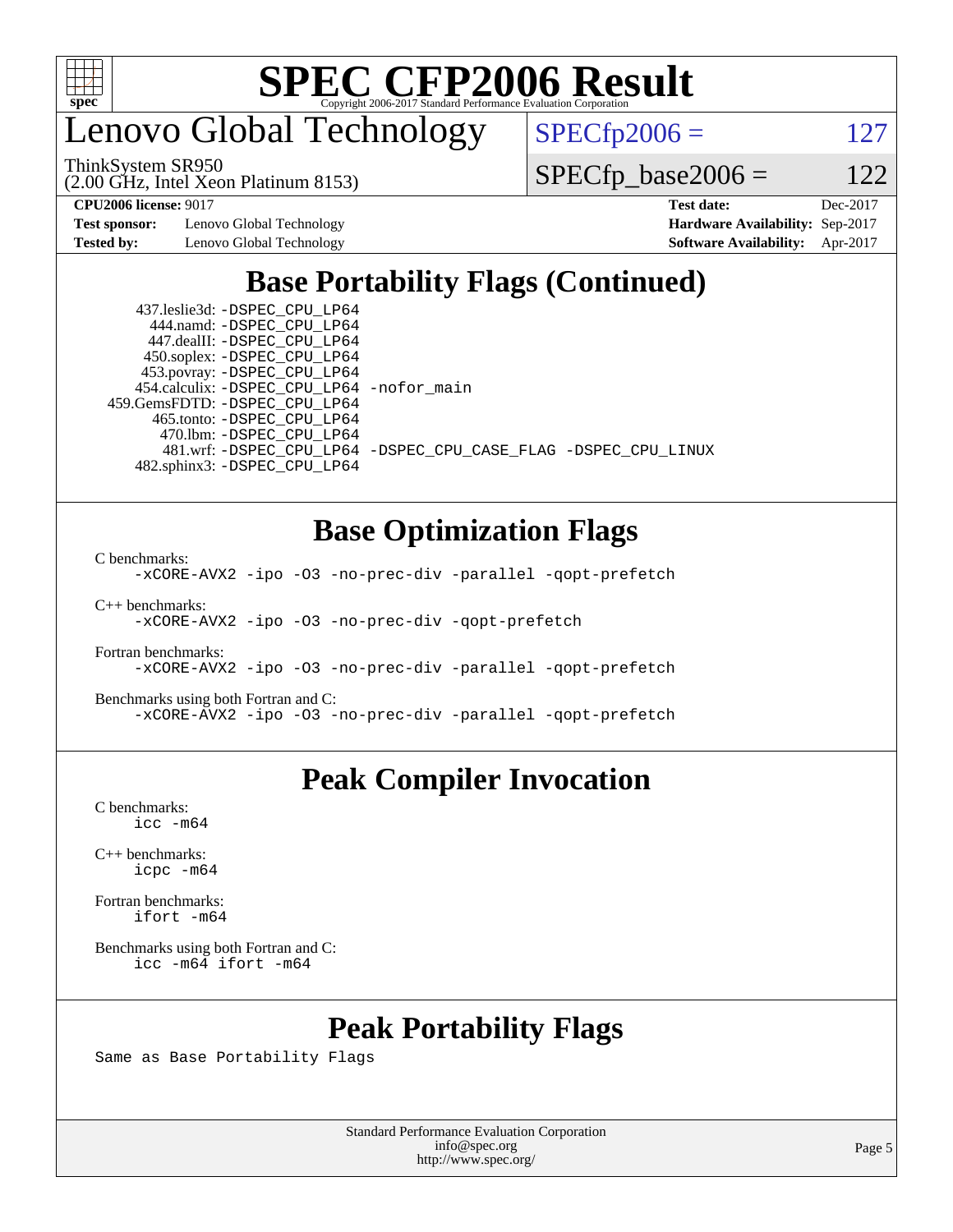# SPEC CFP2006 Result

Copyright 2006-2017 Standard Performance Evaluation Corporation

## Lenovo Global Technology

ThinkSystem SR950
(2.00 GHz, Intel Xeon Platinum 8153)

SPECfp2006 = 127

SPECfp_base2006 = 122

**CPU2006 license:** 9017
**Test sponsor:** Lenovo Global Technology
**Tested by:** Lenovo Global Technology

**Test date:** Dec-2017
**Hardware Availability:** Sep-2017
**Software Availability:** Apr-2017

## Base Portability Flags (Continued)

```
437.leslie3d: -DSPEC_CPU_LP64
   444.namd: -DSPEC_CPU_LP64
 447.dealII: -DSPEC_CPU_LP64
 450.soplex: -DSPEC_CPU_LP64
 453.povray: -DSPEC_CPU_LP64
454.calculix: -DSPEC_CPU_LP64 -nofor_main
459.GemsFDTD: -DSPEC_CPU_LP64
  465.tonto: -DSPEC_CPU_LP64
    470.lbm: -DSPEC_CPU_LP64
    481.wrf: -DSPEC_CPU_LP64 -DSPEC_CPU_CASE_FLAG -DSPEC_CPU_LINUX
482.sphinx3: -DSPEC_CPU_LP64
```

## Base Optimization Flags

C benchmarks:
```
-xCORE-AVX2 -ipo -O3 -no-prec-div -parallel -qopt-prefetch
```

C++ benchmarks:
```
-xCORE-AVX2 -ipo -O3 -no-prec-div -qopt-prefetch
```

Fortran benchmarks:
```
-xCORE-AVX2 -ipo -O3 -no-prec-div -parallel -qopt-prefetch
```

Benchmarks using both Fortran and C:
```
-xCORE-AVX2 -ipo -O3 -no-prec-div -parallel -qopt-prefetch
```

## Peak Compiler Invocation

C benchmarks:
```
icc -m64
```

C++ benchmarks:
```
icpc -m64
```

Fortran benchmarks:
```
ifort -m64
```

Benchmarks using both Fortran and C:
```
icc -m64 ifort -m64
```

## Peak Portability Flags

Same as Base Portability Flags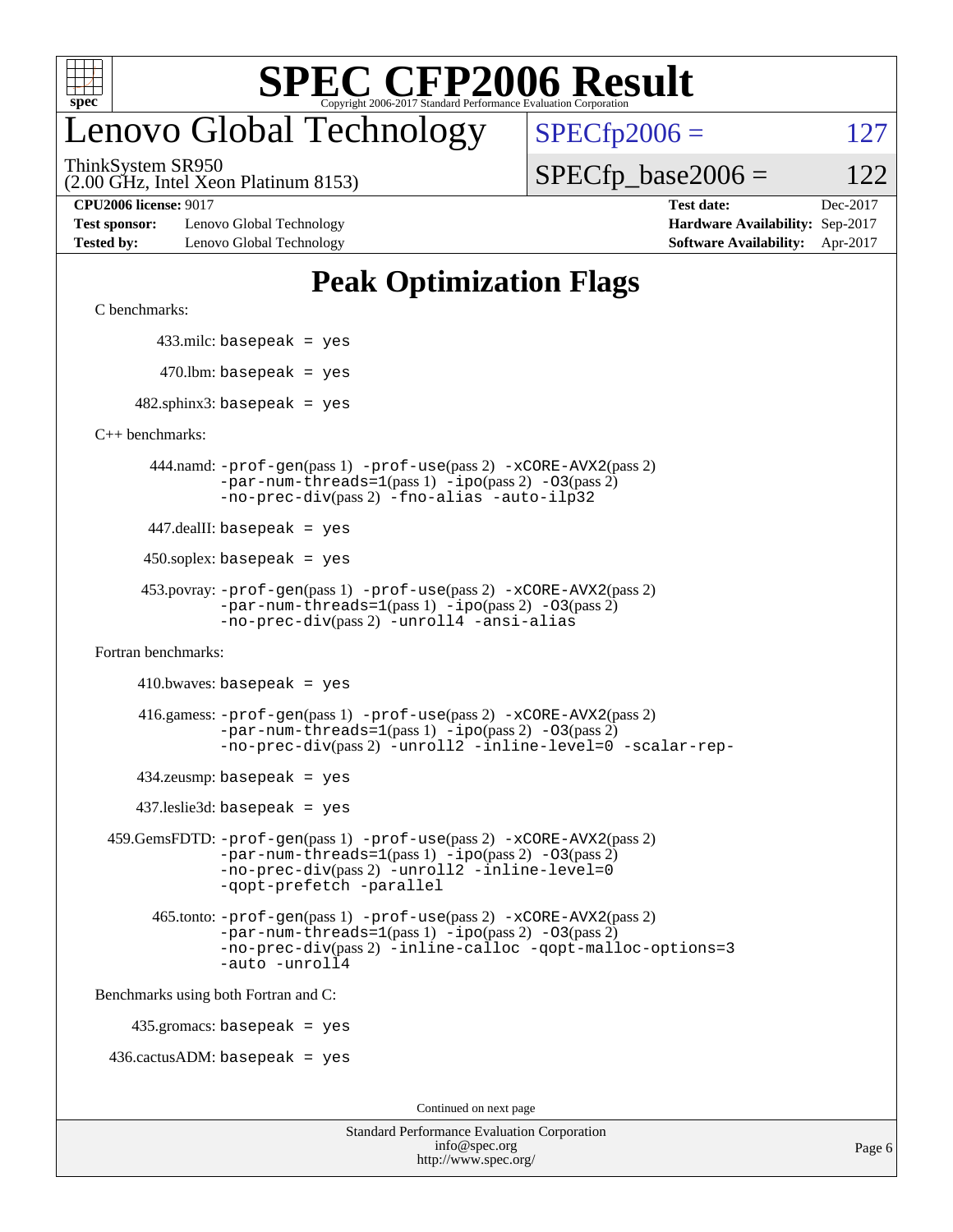# SPEC CFP2006 Result

Copyright 2006-2017 Standard Performance Evaluation Corporation

# Lenovo Global Technology

ThinkSystem SR950
(2.00 GHz, Intel Xeon Platinum 8153)

SPECfp2006 = 127

SPECfp_base2006 = 122

| | | | |
|---|---|---|---|
| **CPU2006 license:** 9017 | | **Test date:** | Dec-2017 |
| **Test sponsor:** | Lenovo Global Technology | **Hardware Availability:** | Sep-2017 |
| **Tested by:** | Lenovo Global Technology | **Software Availability:** | Apr-2017 |

## Peak Optimization Flags

C benchmarks:

433.milc: basepeak = yes

470.lbm: basepeak = yes

482.sphinx3: basepeak = yes

C++ benchmarks:

444.namd: -prof-gen(pass 1) -prof-use(pass 2) -xCORE-AVX2(pass 2) -par-num-threads=1(pass 1) -ipo(pass 2) -O3(pass 2) -no-prec-div(pass 2) -fno-alias -auto-ilp32

447.dealII: basepeak = yes

450.soplex: basepeak = yes

453.povray: -prof-gen(pass 1) -prof-use(pass 2) -xCORE-AVX2(pass 2) -par-num-threads=1(pass 1) -ipo(pass 2) -O3(pass 2) -no-prec-div(pass 2) -unroll4 -ansi-alias

Fortran benchmarks:

410.bwaves: basepeak = yes

416.gamess: -prof-gen(pass 1) -prof-use(pass 2) -xCORE-AVX2(pass 2) -par-num-threads=1(pass 1) -ipo(pass 2) -O3(pass 2) -no-prec-div(pass 2) -unroll2 -inline-level=0 -scalar-rep-

434.zeusmp: basepeak = yes

437.leslie3d: basepeak = yes

459.GemsFDTD: -prof-gen(pass 1) -prof-use(pass 2) -xCORE-AVX2(pass 2) -par-num-threads=1(pass 1) -ipo(pass 2) -O3(pass 2) -no-prec-div(pass 2) -unroll2 -inline-level=0 -qopt-prefetch -parallel

465.tonto: -prof-gen(pass 1) -prof-use(pass 2) -xCORE-AVX2(pass 2) -par-num-threads=1(pass 1) -ipo(pass 2) -O3(pass 2) -no-prec-div(pass 2) -inline-calloc -qopt-malloc-options=3 -auto -unroll4

Benchmarks using both Fortran and C:

435.gromacs: basepeak = yes

436.cactusADM: basepeak = yes

Continued on next page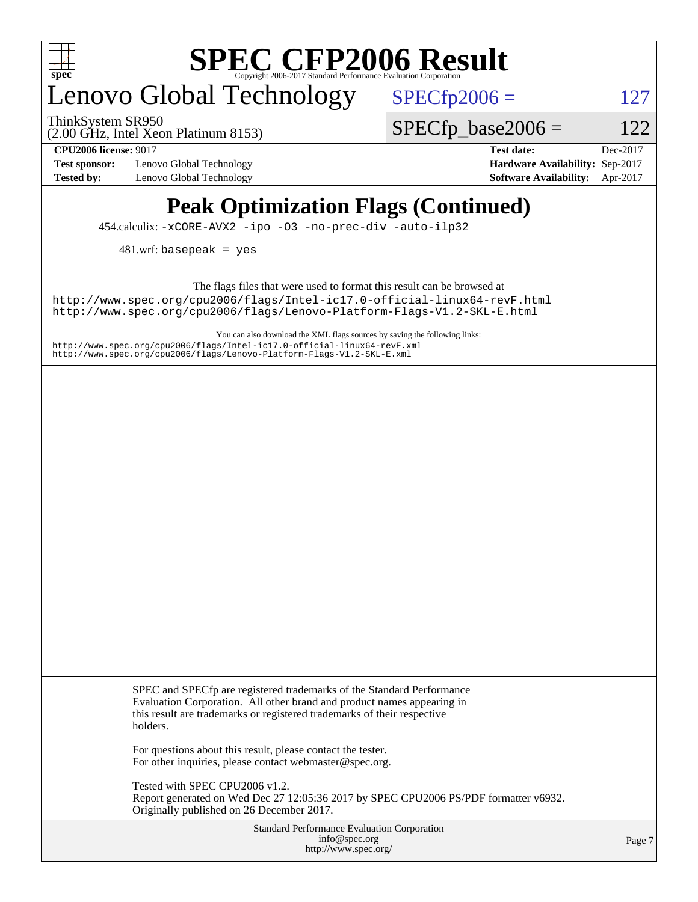# Peak Optimization Flags (Continued)

454.calculix: -xCORE-AVX2 -ipo -O3 -no-prec-div -auto-ilp32

481.wrf: basepeak = yes

The flags files that were used to format this result can be browsed at
http://www.spec.org/cpu2006/flags/Intel-ic17.0-official-linux64-revF.html
http://www.spec.org/cpu2006/flags/Lenovo-Platform-Flags-V1.2-SKL-E.html

You can also download the XML flags sources by saving the following links:
http://www.spec.org/cpu2006/flags/Intel-ic17.0-official-linux64-revF.xml
http://www.spec.org/cpu2006/flags/Lenovo-Platform-Flags-V1.2-SKL-E.xml

SPEC and SPECfp are registered trademarks of the Standard Performance Evaluation Corporation. All other brand and product names appearing in this result are trademarks or registered trademarks of their respective holders.

For questions about this result, please contact the tester.
For other inquiries, please contact webmaster@spec.org.

Tested with SPEC CPU2006 v1.2.
Report generated on Wed Dec 27 12:05:36 2017 by SPEC CPU2006 PS/PDF formatter v6932.
Originally published on 26 December 2017.